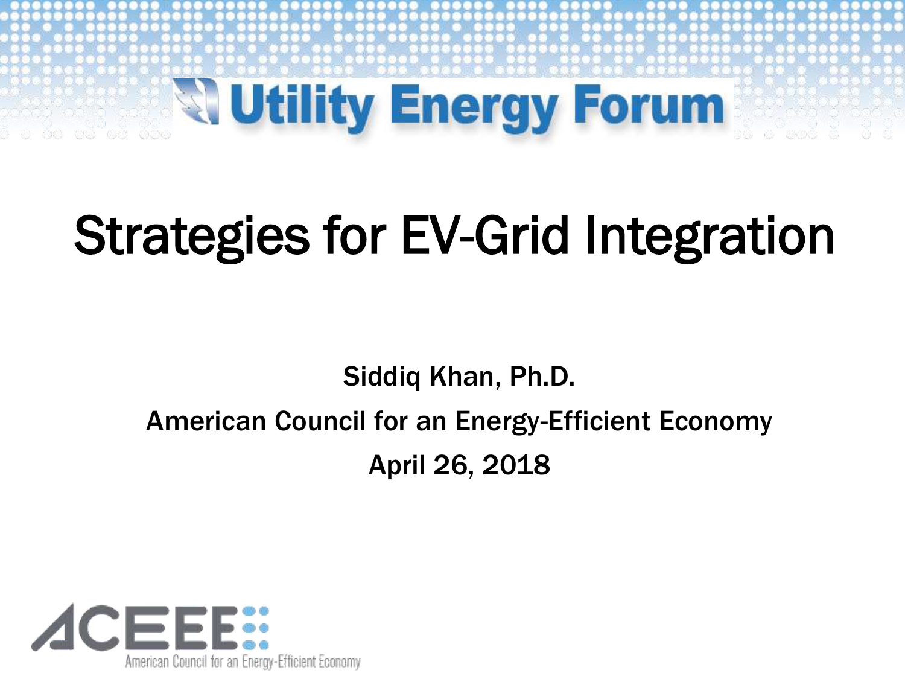Utility Energy Forum

# Strategies for EV-Grid Integration

**Siddiq Khan, Ph.D.**

**American Council for an Energy-Efficient Economy**

**April 26, 2018**

ACEEE
American Council for an Energy-Efficient Economy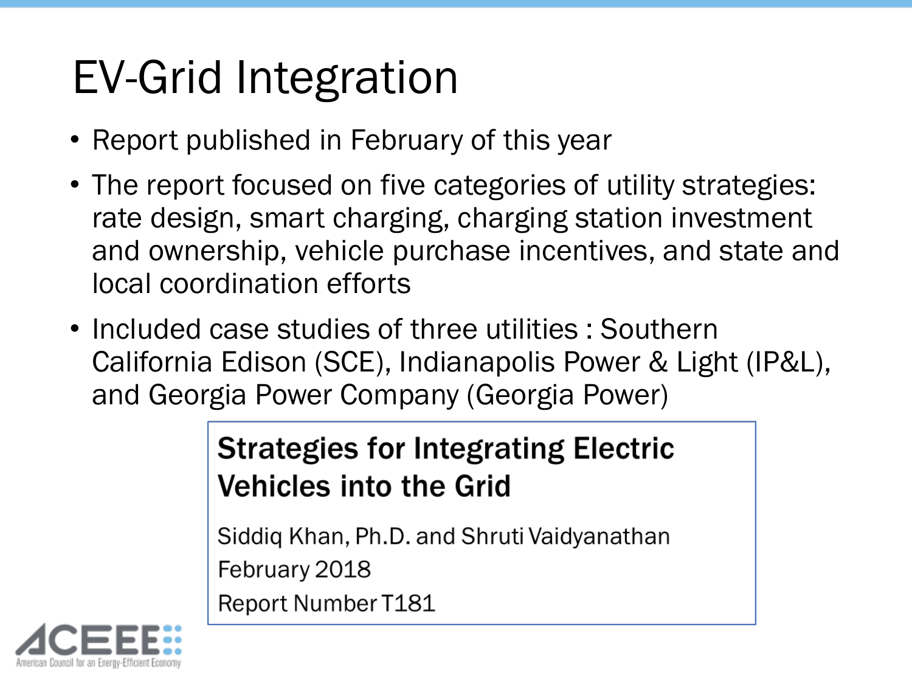# EV-Grid Integration

- Report published in February of this year
- The report focused on five categories of utility strategies: rate design, smart charging, charging station investment and ownership, vehicle purchase incentives, and state and local coordination efforts
- Included case studies of three utilities : Southern California Edison (SCE), Indianapolis Power & Light (IP&L), and Georgia Power Company (Georgia Power)

**Strategies for Integrating Electric Vehicles into the Grid**

Siddiq Khan, Ph.D. and Shruti Vaidyanathan

February 2018

Report Number T181

ACEEE
American Council for an Energy-Efficient Economy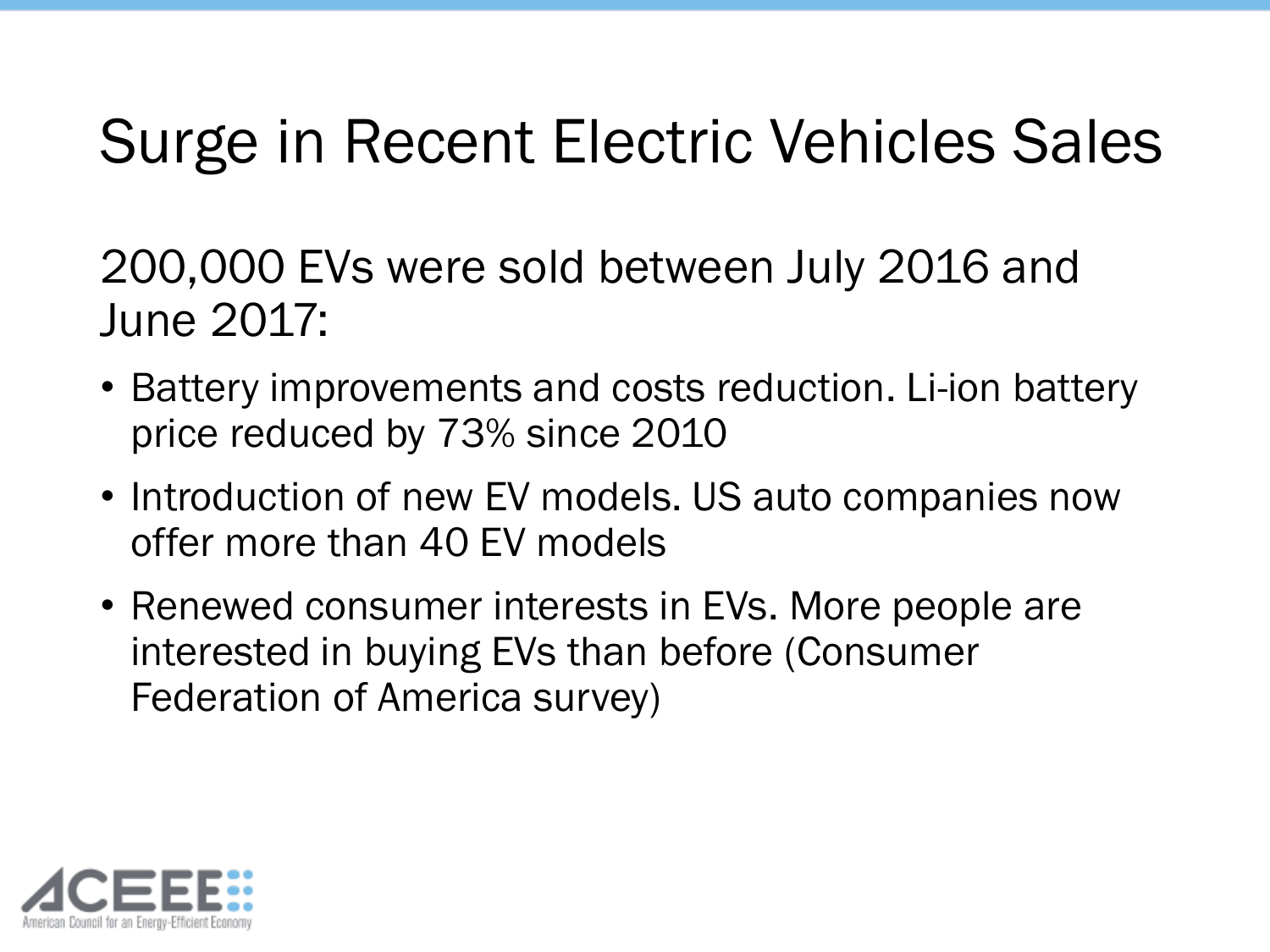# Surge in Recent Electric Vehicles Sales

200,000 EVs were sold between July 2016 and June 2017:

- Battery improvements and costs reduction. Li-ion battery price reduced by 73% since 2010
- Introduction of new EV models. US auto companies now offer more than 40 EV models
- Renewed consumer interests in EVs. More people are interested in buying EVs than before (Consumer Federation of America survey)

ACEEE American Council for an Energy-Efficient Economy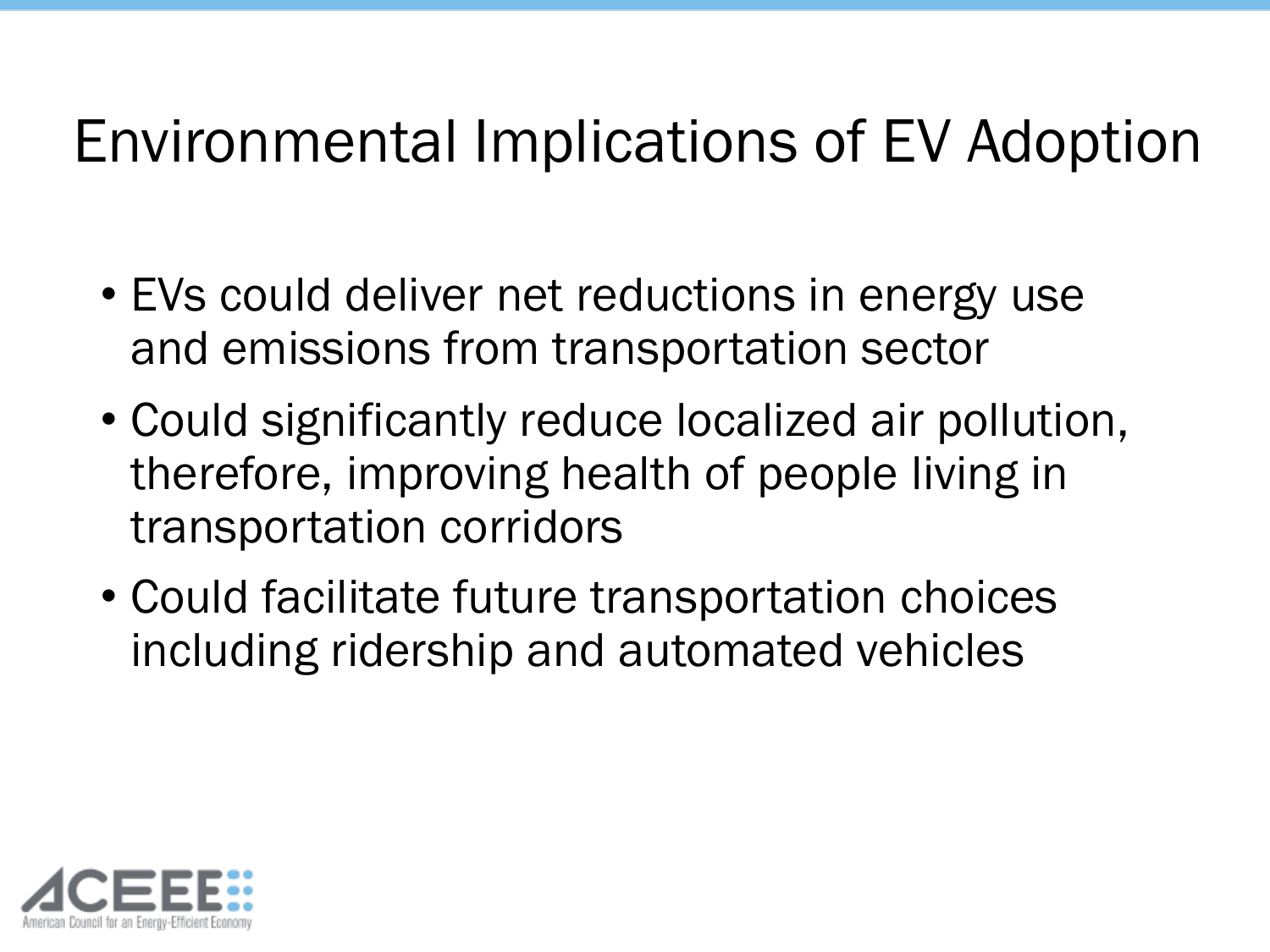# Environmental Implications of EV Adoption

- EVs could deliver net reductions in energy use and emissions from transportation sector
- Could significantly reduce localized air pollution, therefore, improving health of people living in transportation corridors
- Could facilitate future transportation choices including ridership and automated vehicles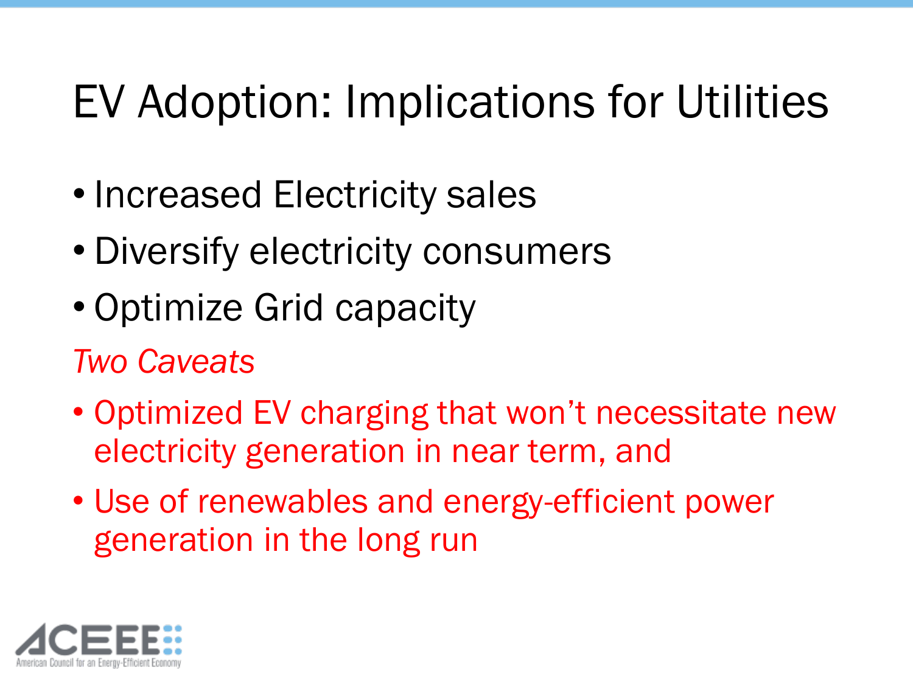# EV Adoption: Implications for Utilities

- Increased Electricity sales
- Diversify electricity consumers
- Optimize Grid capacity

*Two Caveats*

- Optimized EV charging that won't necessitate new electricity generation in near term, and
- Use of renewables and energy-efficient power generation in the long run

ACEEE American Council for an Energy-Efficient Economy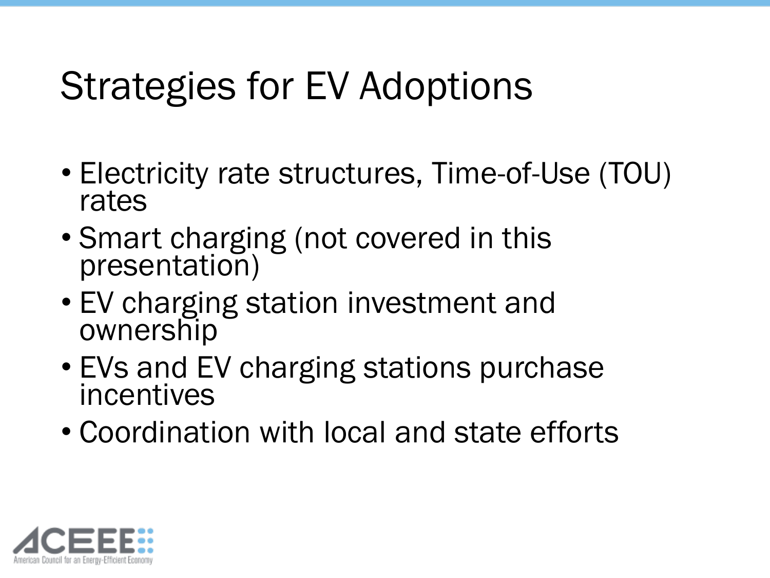# Strategies for EV Adoptions

- Electricity rate structures, Time-of-Use (TOU) rates
- Smart charging (not covered in this presentation)
- EV charging station investment and ownership
- EVs and EV charging stations purchase incentives
- Coordination with local and state efforts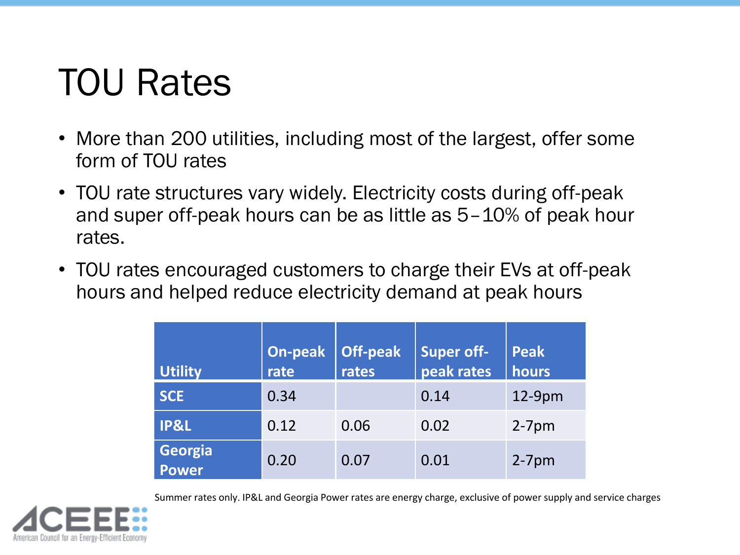# TOU Rates

- More than 200 utilities, including most of the largest, offer some form of TOU rates
- TOU rate structures vary widely. Electricity costs during off-peak and super off-peak hours can be as little as 5–10% of peak hour rates.
- TOU rates encouraged customers to charge their EVs at off-peak hours and helped reduce electricity demand at peak hours

| Utility | On-peak rate | Off-peak rates | Super off-peak rates | Peak hours |
|---|---|---|---|---|
| SCE | 0.34 | | 0.14 | 12-9pm |
| IP&L | 0.12 | 0.06 | 0.02 | 2-7pm |
| Georgia Power | 0.20 | 0.07 | 0.01 | 2-7pm |

Summer rates only. IP&L and Georgia Power rates are energy charge, exclusive of power supply and service charges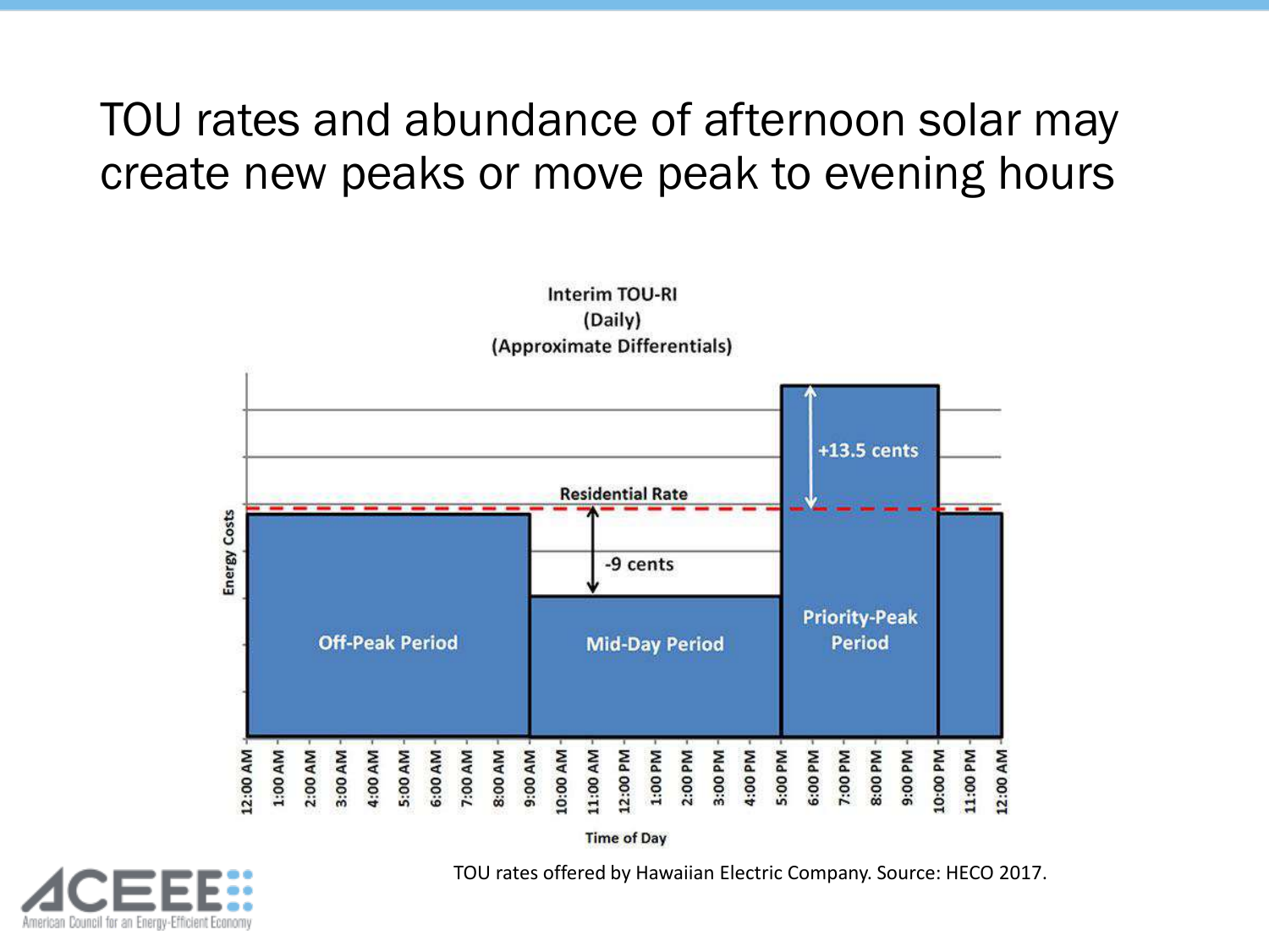# TOU rates and abundance of afternoon solar may create new peaks or move peak to evening hours

Interim TOU-RI
(Daily)
(Approximate Differentials)

Residential Rate

+13.5 cents

-9 cents

Off-Peak Period

Mid-Day Period

Priority-Peak Period

Energy Costs

12:00 AM, 1:00 AM, 2:00 AM, 3:00 AM, 4:00 AM, 5:00 AM, 6:00 AM, 7:00 AM, 8:00 AM, 9:00 AM, 10:00 AM, 11:00 AM, 12:00 PM, 1:00 PM, 2:00 PM, 3:00 PM, 4:00 PM, 5:00 PM, 6:00 PM, 7:00 PM, 8:00 PM, 9:00 PM, 10:00 PM, 11:00 PM, 12:00 AM

Time of Day

TOU rates offered by Hawaiian Electric Company. Source: HECO 2017.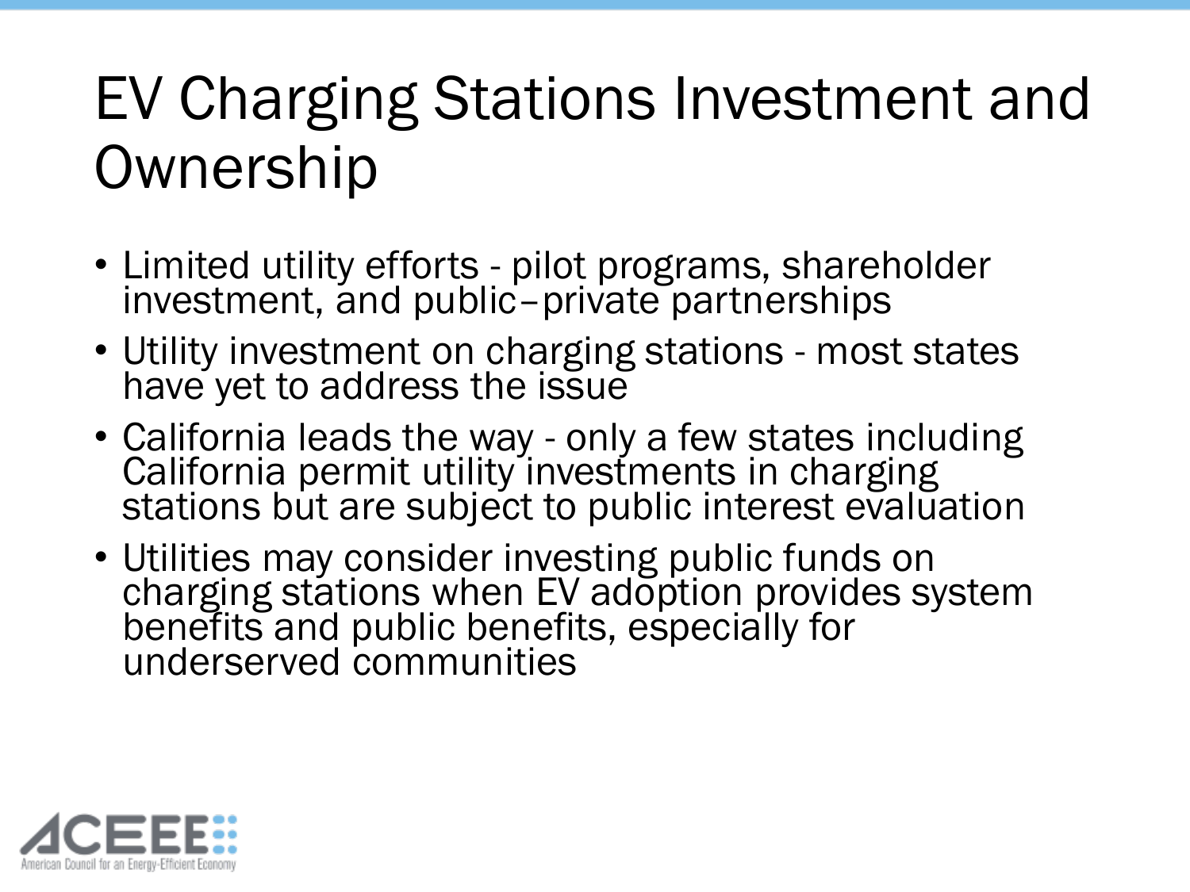# EV Charging Stations Investment and Ownership

- Limited utility efforts - pilot programs, shareholder investment, and public–private partnerships
- Utility investment on charging stations - most states have yet to address the issue
- California leads the way - only a few states including California permit utility investments in charging stations but are subject to public interest evaluation
- Utilities may consider investing public funds on charging stations when EV adoption provides system benefits and public benefits, especially for underserved communities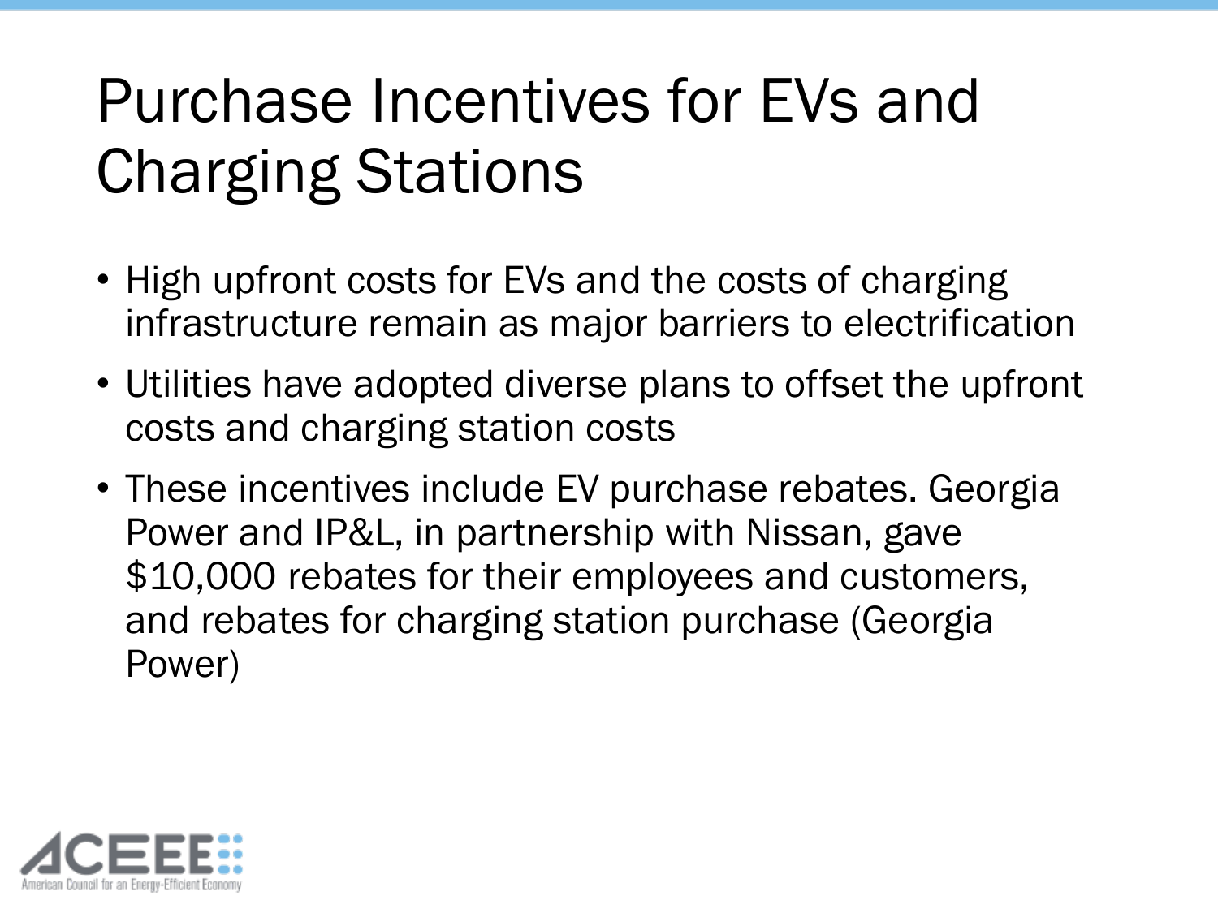# Purchase Incentives for EVs and Charging Stations

- High upfront costs for EVs and the costs of charging infrastructure remain as major barriers to electrification
- Utilities have adopted diverse plans to offset the upfront costs and charging station costs
- These incentives include EV purchase rebates. Georgia Power and IP&L, in partnership with Nissan, gave $10,000 rebates for their employees and customers, and rebates for charging station purchase (Georgia Power)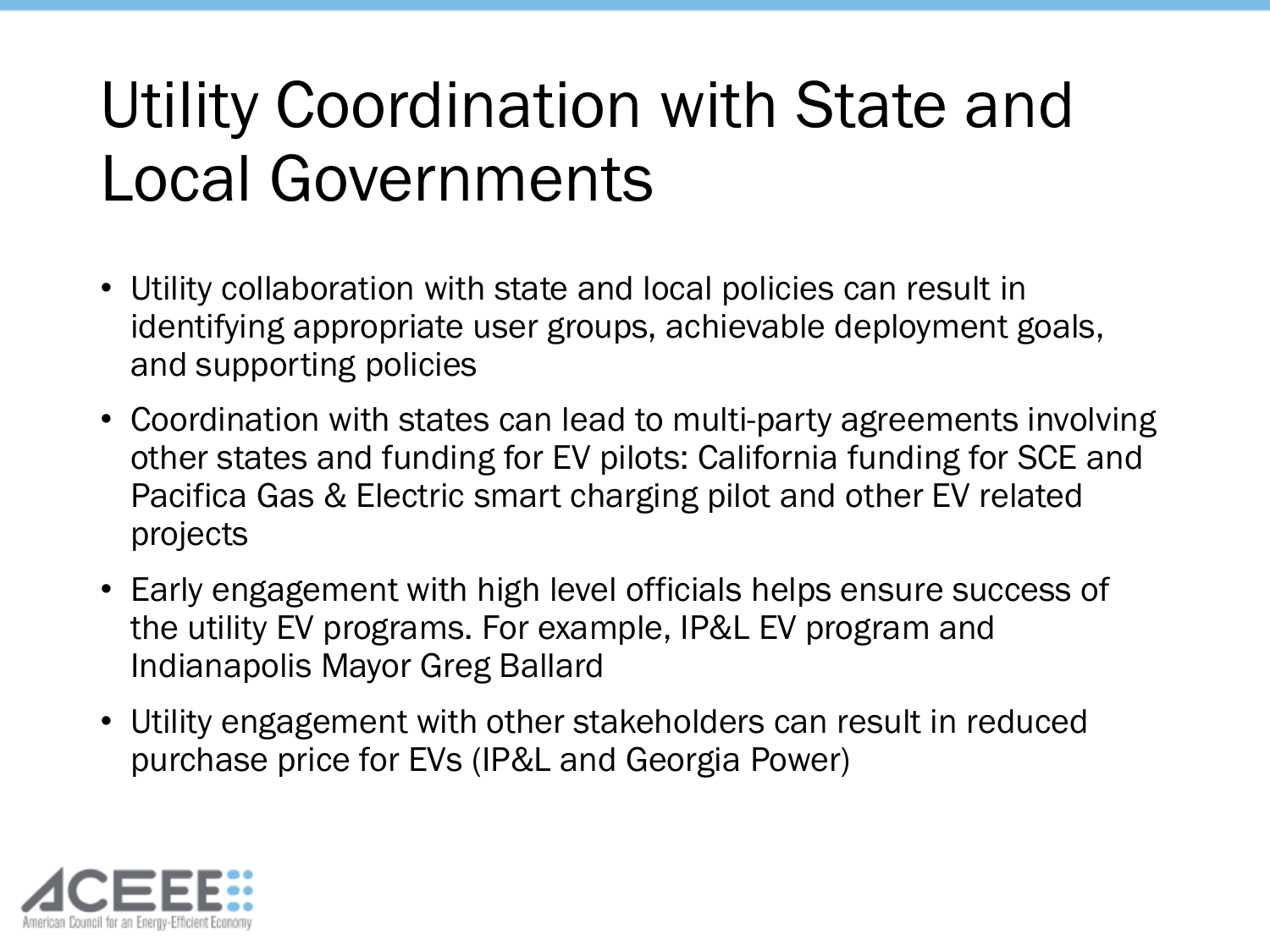# Utility Coordination with State and Local Governments

- Utility collaboration with state and local policies can result in identifying appropriate user groups, achievable deployment goals, and supporting policies
- Coordination with states can lead to multi-party agreements involving other states and funding for EV pilots: California funding for SCE and Pacifica Gas & Electric smart charging pilot and other EV related projects
- Early engagement with high level officials helps ensure success of the utility EV programs. For example, IP&L EV program and Indianapolis Mayor Greg Ballard
- Utility engagement with other stakeholders can result in reduced purchase price for EVs (IP&L and Georgia Power)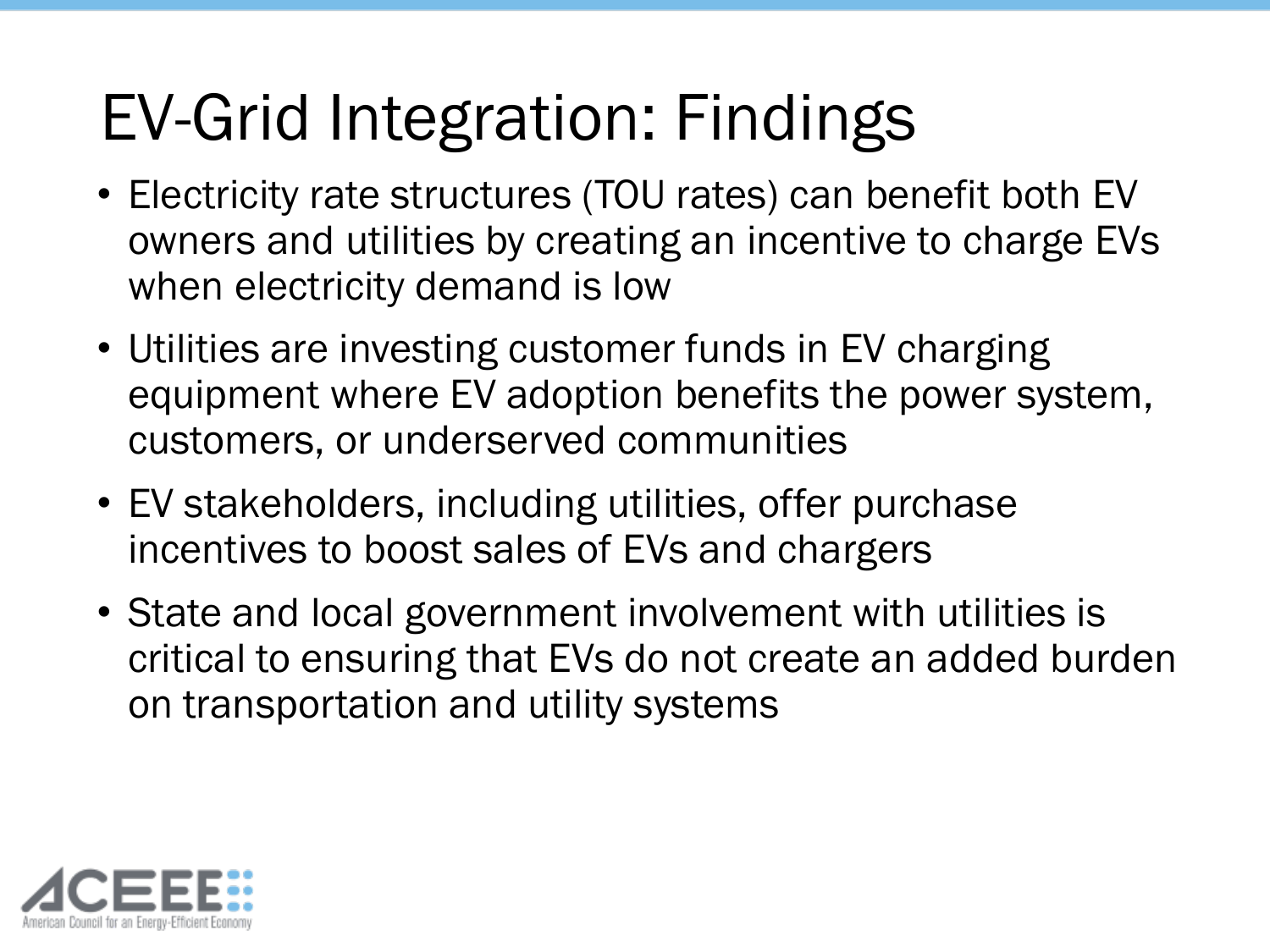# EV-Grid Integration: Findings

- Electricity rate structures (TOU rates) can benefit both EV owners and utilities by creating an incentive to charge EVs when electricity demand is low
- Utilities are investing customer funds in EV charging equipment where EV adoption benefits the power system, customers, or underserved communities
- EV stakeholders, including utilities, offer purchase incentives to boost sales of EVs and chargers
- State and local government involvement with utilities is critical to ensuring that EVs do not create an added burden on transportation and utility systems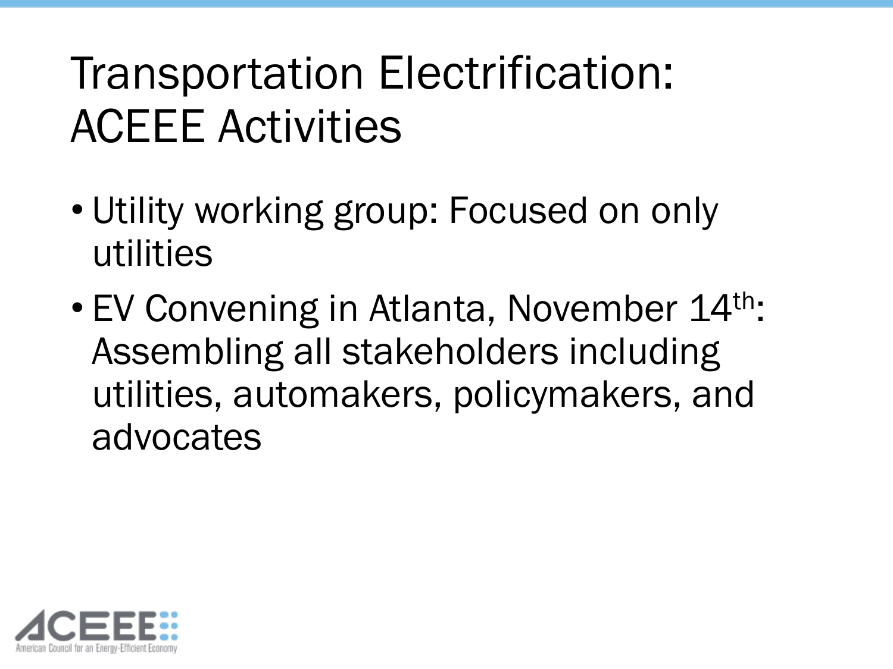# Transportation Electrification: ACEEE Activities

- Utility working group: Focused on only utilities
- EV Convening in Atlanta, November 14th: Assembling all stakeholders including utilities, automakers, policymakers, and advocates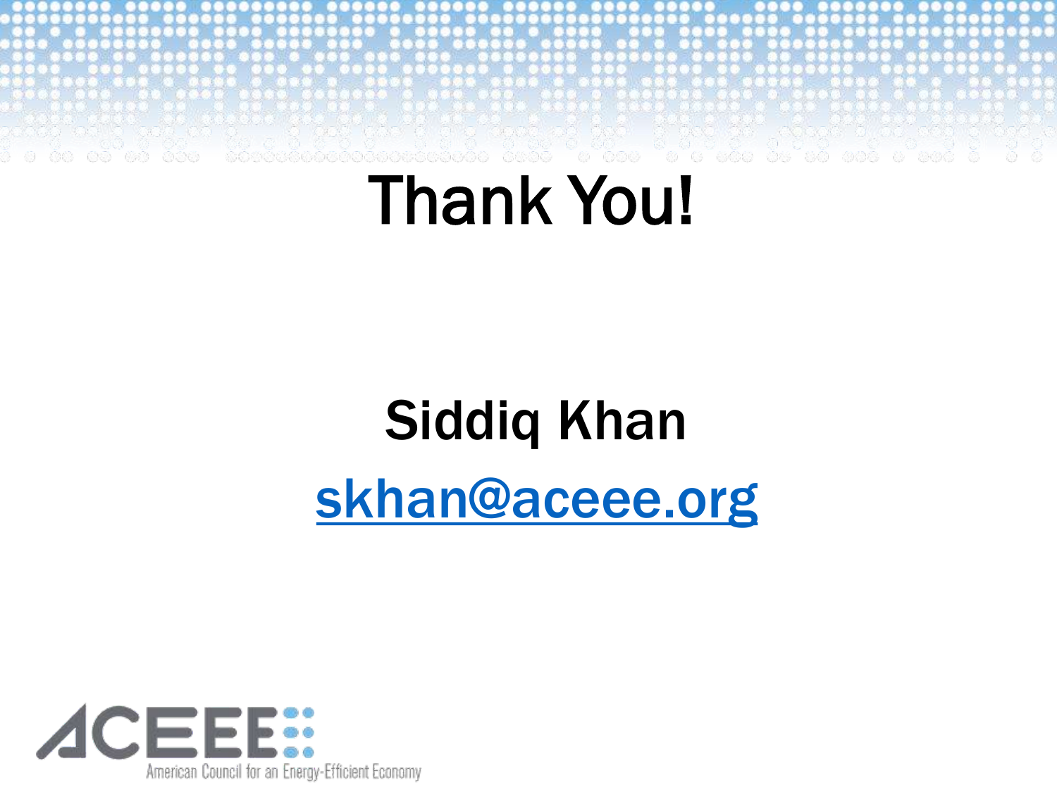# Thank You!

**Siddiq Khan**

[skhan@aceee.org](mailto:skhan@aceee.org)

ACEEE

American Council for an Energy-Efficient Economy